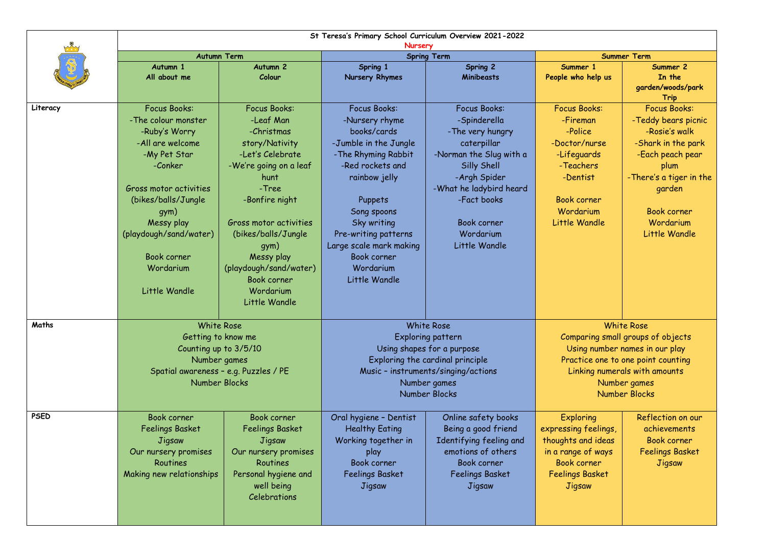| | St Teresa's Primary School Curriculum Overview 2021-2022<br>Nursery | | | | | |
|---|---|---|---|---|---|---|
| | Autumn Term | | Spring Term | | Summer Term | |
| | **Autumn 1**<br>**All about me** | **Autumn 2**<br>**Colour** | **Spring 1**<br>**Nursery Rhymes** | **Spring 2**<br>**Minibeasts** | **Summer 1**<br>**People who help us** | **Summer 2**<br>**In the garden/woods/park Trip** |
| **Literacy** | Focus Books:<br>-The colour monster<br>-Ruby's Worry<br>-All are welcome<br>-My Pet Star<br>-Conker<br><br>Gross motor activities (bikes/balls/Jungle gym)<br>Messy play (playdough/sand/water)<br><br>Book corner<br>Wordarium<br><br>Little Wandle | Focus Books:<br>-Leaf Man<br>-Christmas story/Nativity<br>-Let's Celebrate<br>-We're going on a leaf hunt<br>-Tree<br>-Bonfire night<br><br>Gross motor activities (bikes/balls/Jungle gym)<br>Messy play (playdough/sand/water)<br>Book corner<br>Wordarium<br>Little Wandle | Focus Books:<br>-Nursery rhyme books/cards<br>-Jumble in the Jungle<br>-The Rhyming Rabbit<br>-Red rockets and rainbow jelly<br><br>Puppets<br>Song spoons<br>Sky writing<br>Pre-writing patterns<br>Large scale mark making<br>Book corner<br>Wordarium<br>Little Wandle | Focus Books:<br>-Spinderella<br>-The very hungry caterpillar<br>-Norman the Slug with a Silly Shell<br>-Argh Spider<br>-What he ladybird heard<br>-Fact books<br><br>Book corner<br>Wordarium<br>Little Wandle | Focus Books:<br>-Fireman<br>-Police<br>-Doctor/nurse<br>-Lifeguards<br>-Teachers<br>-Dentist<br><br>Book corner<br>Wordarium<br>Little Wandle | Focus Books:<br>-Teddy bears picnic<br>-Rosie's walk<br>-Shark in the park<br>-Each peach pear plum<br>-There's a tiger in the garden<br><br>Book corner<br>Wordarium<br>Little Wandle |
| **Maths** | White Rose<br>Getting to know me<br>Counting up to 3/5/10<br>Number games<br>Spatial awareness – e.g. Puzzles / PE<br>Number Blocks | | White Rose<br>Exploring pattern<br>Using shapes for a purpose<br>Exploring the cardinal principle<br>Music – instruments/singing/actions<br>Number games<br>Number Blocks | | White Rose<br>Comparing small groups of objects<br>Using number names in our play<br>Practice one to one point counting<br>Linking numerals with amounts<br>Number games<br>Number Blocks | |
| **PSED** | Book corner<br>Feelings Basket<br>Jigsaw<br>Our nursery promises<br>Routines<br>Making new relationships | Book corner<br>Feelings Basket<br>Jigsaw<br>Our nursery promises<br>Routines<br>Personal hygiene and well being<br>Celebrations | Oral hygiene – Dentist<br>Healthy Eating<br>Working together in play<br>Book corner<br>Feelings Basket<br>Jigsaw | Online safety books<br>Being a good friend<br>Identifying feeling and emotions of others<br>Book corner<br>Feelings Basket<br>Jigsaw | Exploring expressing feelings, thoughts and ideas in a range of ways<br>Book corner<br>Feelings Basket<br>Jigsaw | Reflection on our achievements<br>Book corner<br>Feelings Basket<br>Jigsaw |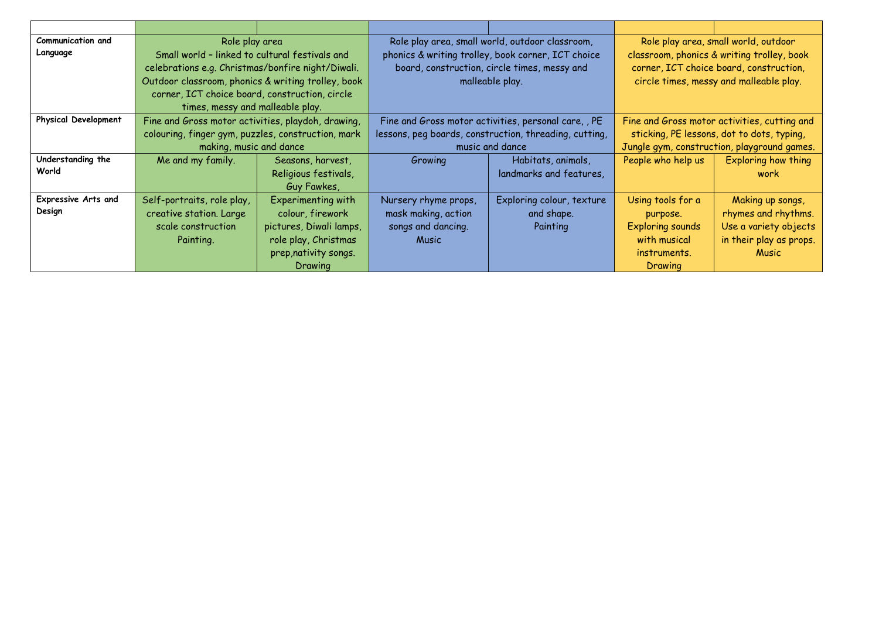| | | | | | | |
|---|---|---|---|---|---|---|
| **Communication and Language** | Role play area<br>Small world – linked to cultural festivals and celebrations e.g. Christmas/bonfire night/Diwali.<br>Outdoor classroom, phonics & writing trolley, book corner, ICT choice board, construction, circle times, messy and malleable play. | | Role play area, small world, outdoor classroom, phonics & writing trolley, book corner, ICT choice board, construction, circle times, messy and malleable play. | | Role play area, small world, outdoor classroom, phonics & writing trolley, book corner, ICT choice board, construction, circle times, messy and malleable play. | |
| **Physical Development** | Fine and Gross motor activities, playdoh, drawing, colouring, finger gym, puzzles, construction, mark making, music and dance | | Fine and Gross motor activities, personal care, , PE lessons, peg boards, construction, threading, cutting, music and dance | | Fine and Gross motor activities, cutting and sticking, PE lessons, dot to dots, typing, Jungle gym, construction, playground games. | |
| **Understanding the World** | Me and my family. | Seasons, harvest, Religious festivals, Guy Fawkes, | Growing | Habitats, animals, landmarks and features, | People who help us | Exploring how thing work |
| **Expressive Arts and Design** | Self-portraits, role play, creative station. Large scale construction<br>Painting. | Experimenting with colour, firework pictures, Diwali lamps, role play, Christmas prep,nativity songs.<br>Drawing | Nursery rhyme props, mask making, action songs and dancing.<br>Music | Exploring colour, texture and shape.<br>Painting | Using tools for a purpose.<br>Exploring sounds with musical instruments.<br>Drawing | Making up songs, rhymes and rhythms.<br>Use a variety objects in their play as props.<br>Music |